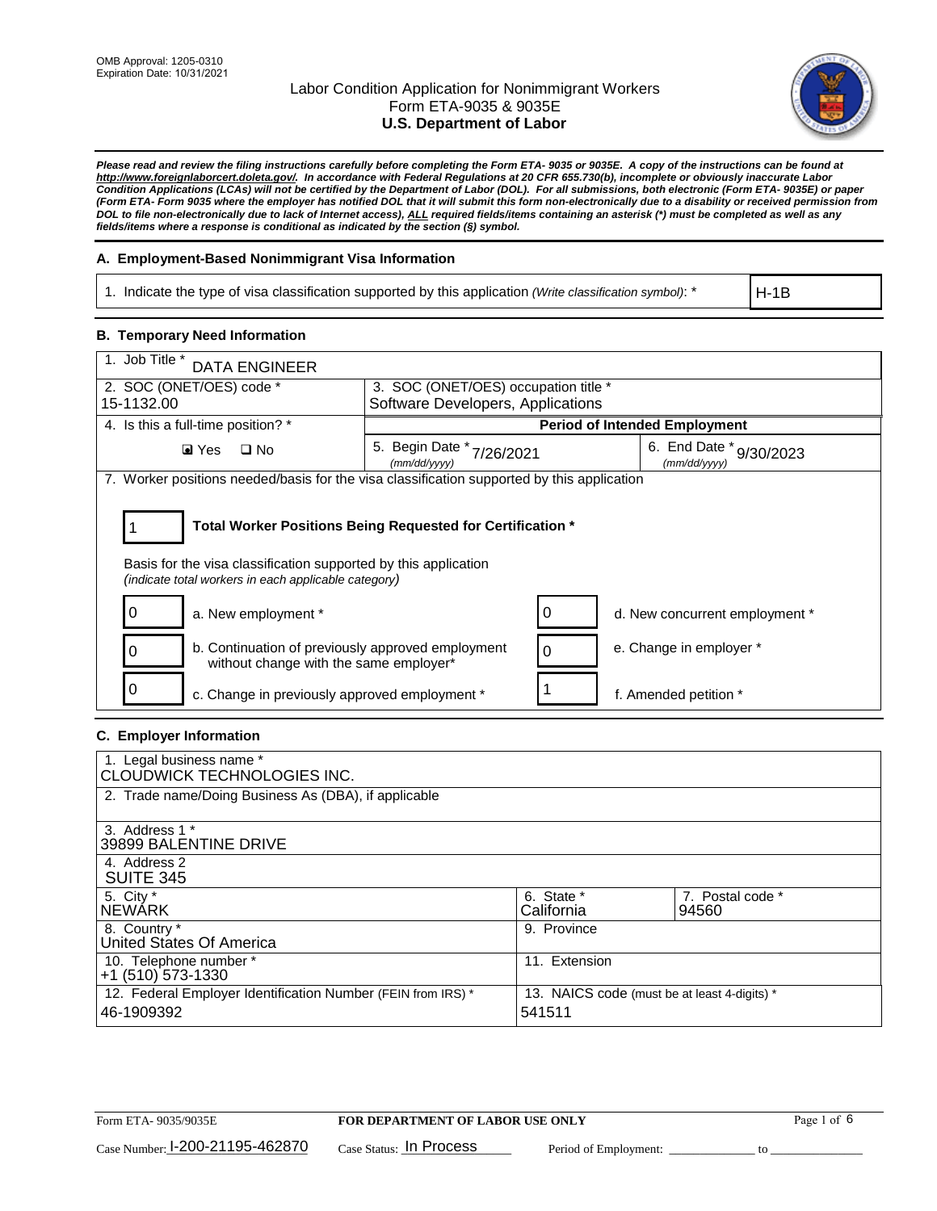OMB Approval: 1205-0310
Expiration Date: 10/31/2021

# Labor Condition Application for Nonimmigrant Workers
## Form ETA-9035 & 9035E
## U.S. Department of Labor

***Please read and review the filing instructions carefully before completing the Form ETA- 9035 or 9035E. A copy of the instructions can be found at http://www.foreignlaborcert.doleta.gov/. In accordance with Federal Regulations at 20 CFR 655.730(b), incomplete or obviously inaccurate Labor Condition Applications (LCAs) will not be certified by the Department of Labor (DOL). For all submissions, both electronic (Form ETA- 9035E) or paper (Form ETA- Form 9035 where the employer has notified DOL that it will submit this form non-electronically due to a disability or received permission from DOL to file non-electronically due to lack of Internet access), ALL required fields/items containing an asterisk (*) must be completed as well as any fields/items where a response is conditional as indicated by the section (§) symbol.***

### A. Employment-Based Nonimmigrant Visa Information

| 1. Indicate the type of visa classification supported by this application *(Write classification symbol)*: * | H-1B |
|---|---|

### B. Temporary Need Information

| 1. Job Title * DATA ENGINEER | | |
|---|---|---|
| 2. SOC (ONET/OES) code * 15-1132.00 | 3. SOC (ONET/OES) occupation title * Software Developers, Applications | |
| 4. Is this a full-time position? * | Period of Intended Employment | |
| ☑ Yes ☐ No | 5. Begin Date * (mm/dd/yyyy) 7/26/2021 | 6. End Date * (mm/dd/yyyy) 9/30/2023 |

7. Worker positions needed/basis for the visa classification supported by this application

**1 — Total Worker Positions Being Requested for Certification ***

Basis for the visa classification supported by this application
*(indicate total workers in each applicable category)*

| Count | Category | Count | Category |
|---|---|---|---|
| 0 | a. New employment * | 0 | d. New concurrent employment * |
| 0 | b. Continuation of previously approved employment without change with the same employer* | 0 | e. Change in employer * |
| 0 | c. Change in previously approved employment * | 1 | f. Amended petition * |

### C. Employer Information

| 1. Legal business name * CLOUDWICK TECHNOLOGIES INC. | | |
|---|---|---|
| 2. Trade name/Doing Business As (DBA), if applicable | | |
| 3. Address 1 * 39899 BALENTINE DRIVE | | |
| 4. Address 2 SUITE 345 | | |
| 5. City * NEWARK | 6. State * California | 7. Postal code * 94560 |
| 8. Country * United States Of America | 9. Province | |
| 10. Telephone number * +1 (510) 573-1330 | 11. Extension | |
| 12. Federal Employer Identification Number (FEIN from IRS) * 46-1909392 | 13. NAICS code (must be at least 4-digits) * 541511 | |

Form ETA- 9035/9035E **FOR DEPARTMENT OF LABOR USE ONLY**

Case Number: I-200-21195-462870 Case Status: In Process Period of Employment: \_\_\_\_\_\_\_\_\_\_ to \_\_\_\_\_\_\_\_\_\_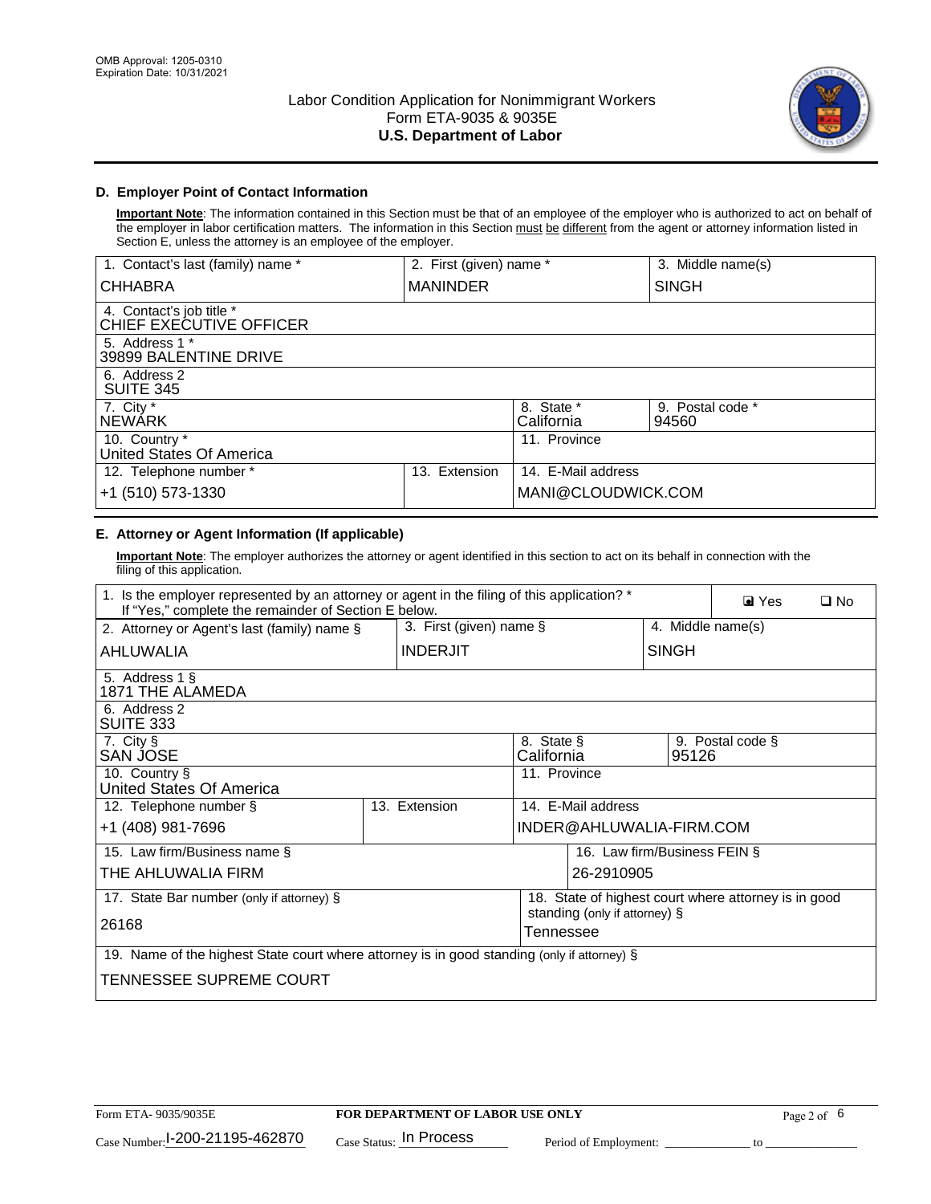OMB Approval: 1205-0310
Expiration Date: 10/31/2021

# Labor Condition Application for Nonimmigrant Workers
## Form ETA-9035 & 9035E
## U.S. Department of Labor

### D. Employer Point of Contact Information

**Important Note**: The information contained in this Section must be that of an employee of the employer who is authorized to act on behalf of the employer in labor certification matters. The information in this Section must be different from the agent or attorney information listed in Section E, unless the attorney is an employee of the employer.

| 1. Contact's last (family) name * | 2. First (given) name * | 3. Middle name(s) |
|---|---|---|
| CHHABRA | MANINDER | SINGH |
| 4. Contact's job title * CHIEF EXECUTIVE OFFICER | | |
| 5. Address 1 * 39899 BALENTINE DRIVE | | |
| 6. Address 2 SUITE 345 | | |
| 7. City * NEWARK | 8. State * California | 9. Postal code * 94560 |
| 10. Country * United States Of America | 11. Province | |
| 12. Telephone number * +1 (510) 573-1330 | 13. Extension | 14. E-Mail address MANI@CLOUDWICK.COM |

### E. Attorney or Agent Information (If applicable)

**Important Note**: The employer authorizes the attorney or agent identified in this section to act on its behalf in connection with the filing of this application.

| 1. Is the employer represented by an attorney or agent in the filing of this application? * If "Yes," complete the remainder of Section E below. | | ☑ Yes ☐ No |
|---|---|---|
| 2. Attorney or Agent's last (family) name § AHLUWALIA | 3. First (given) name § INDERJIT | 4. Middle name(s) SINGH |
| 5. Address 1 § 1871 THE ALAMEDA | | |
| 6. Address 2 SUITE 333 | | |
| 7. City § SAN JOSE | 8. State § California | 9. Postal code § 95126 |
| 10. Country § United States Of America | 11. Province | |
| 12. Telephone number § +1 (408) 981-7696 | 13. Extension | 14. E-Mail address INDER@AHLUWALIA-FIRM.COM |
| 15. Law firm/Business name § THE AHLUWALIA FIRM | | 16. Law firm/Business FEIN § 26-2910905 |
| 17. State Bar number (only if attorney) § 26168 | | 18. State of highest court where attorney is in good standing (only if attorney) § Tennessee |
| 19. Name of the highest State court where attorney is in good standing (only if attorney) § TENNESSEE SUPREME COURT | | |

Form ETA- 9035/9035E | **FOR DEPARTMENT OF LABOR USE ONLY**

Case Number: I-200-21195-462870 Case Status: In Process Period of Employment: _____________ to ______________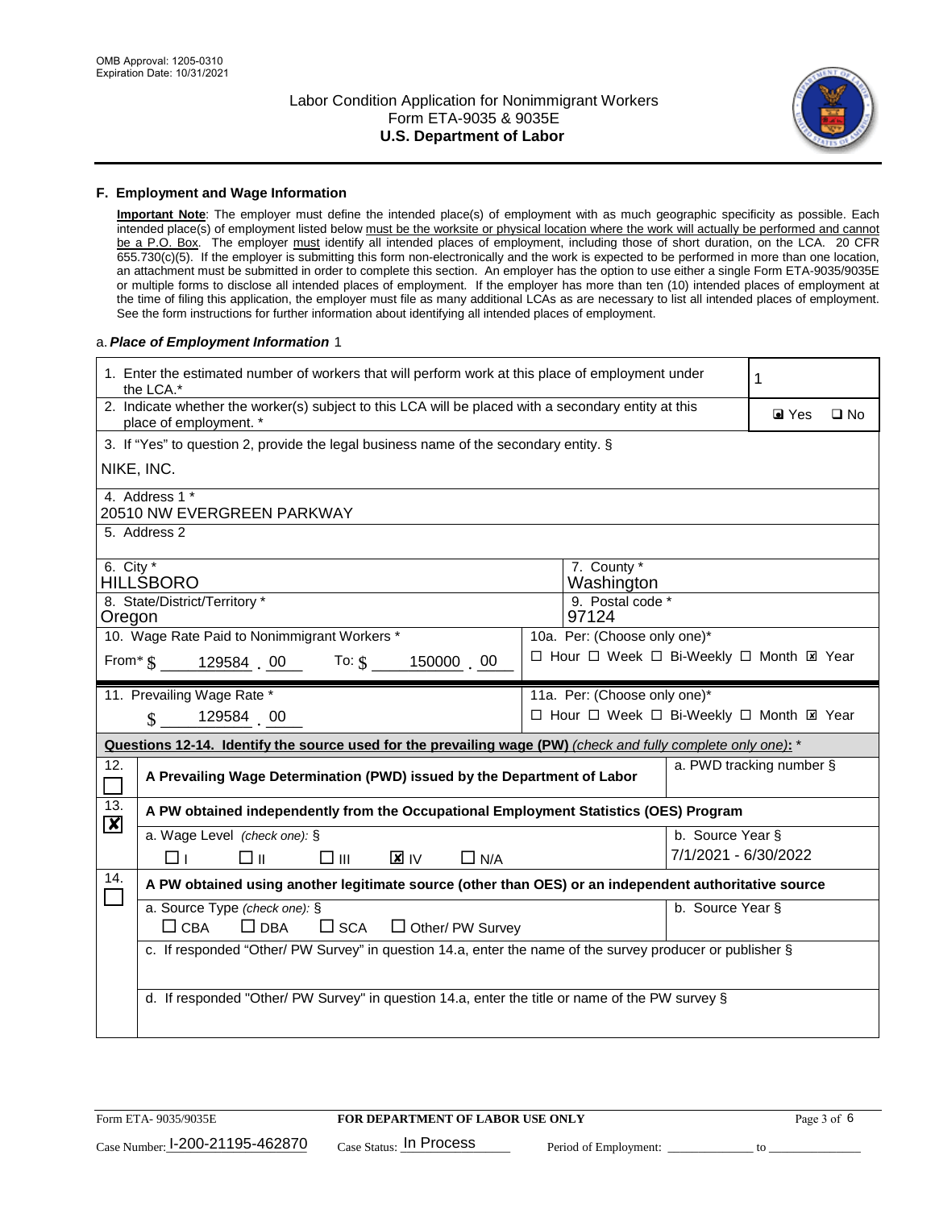## F. Employment and Wage Information

**Important Note**: The employer must define the intended place(s) of employment with as much geographic specificity as possible. Each intended place(s) of employment listed below must be the worksite or physical location where the work will actually be performed and cannot be a P.O. Box. The employer must identify all intended places of employment, including those of short duration, on the LCA. 20 CFR 655.730(c)(5). If the employer is submitting this form non-electronically and the work is expected to be performed in more than one location, an attachment must be submitted in order to complete this section. An employer has the option to use either a single Form ETA-9035/9035E or multiple forms to disclose all intended places of employment. If the employer has more than ten (10) intended places of employment at the time of filing this application, the employer must file as many additional LCAs as are necessary to list all intended places of employment. See the form instructions for further information about identifying all intended places of employment.

a. ***Place of Employment Information*** 1

| | |
|---|---|
| 1. Enter the estimated number of workers that will perform work at this place of employment under the LCA.* | 1 |
| 2. Indicate whether the worker(s) subject to this LCA will be placed with a secondary entity at this place of employment. * | ☒ Yes ☐ No |

3. If "Yes" to question 2, provide the legal business name of the secondary entity. §

NIKE, INC.

4. Address 1 *
20510 NW EVERGREEN PARKWAY

5. Address 2

| | |
|---|---|
| 6. City * HILLSBORO | 7. County * Washington |
| 8. State/District/Territory * Oregon | 9. Postal code * 97124 |
| 10. Wage Rate Paid to Nonimmigrant Workers * From* $ 129584 . 00 To: $ 150000 . 00 | 10a. Per: (Choose only one)* ☐ Hour ☐ Week ☐ Bi-Weekly ☐ Month ☒ Year |
| 11. Prevailing Wage Rate * $ 129584 . 00 | 11a. Per: (Choose only one)* ☐ Hour ☐ Week ☐ Bi-Weekly ☐ Month ☒ Year |

**Questions 12-14. Identify the source used for the prevailing wage (PW)** *(check and fully complete only one)*: *

| | | |
|---|---|---|
| 12. ☐ | **A Prevailing Wage Determination (PWD) issued by the Department of Labor** | a. PWD tracking number § |
| 13. ☒ | **A PW obtained independently from the Occupational Employment Statistics (OES) Program** | |
| | a. Wage Level *(check one)*: § ☐ I ☐ II ☐ III ☒ IV ☐ N/A | b. Source Year § 7/1/2021 - 6/30/2022 |
| 14. ☐ | **A PW obtained using another legitimate source (other than OES) or an independent authoritative source** | |
| | a. Source Type *(check one)*: § ☐ CBA ☐ DBA ☐ SCA ☐ Other/ PW Survey | b. Source Year § |
| | c. If responded "Other/ PW Survey" in question 14.a, enter the name of the survey producer or publisher § | |
| | d. If responded "Other/ PW Survey" in question 14.a, enter the title or name of the PW survey § | |

Form ETA- 9035/9035E | **FOR DEPARTMENT OF LABOR USE ONLY**
Case Number: I-200-21195-462870 Case Status: In Process Period of Employment: ____________ to ____________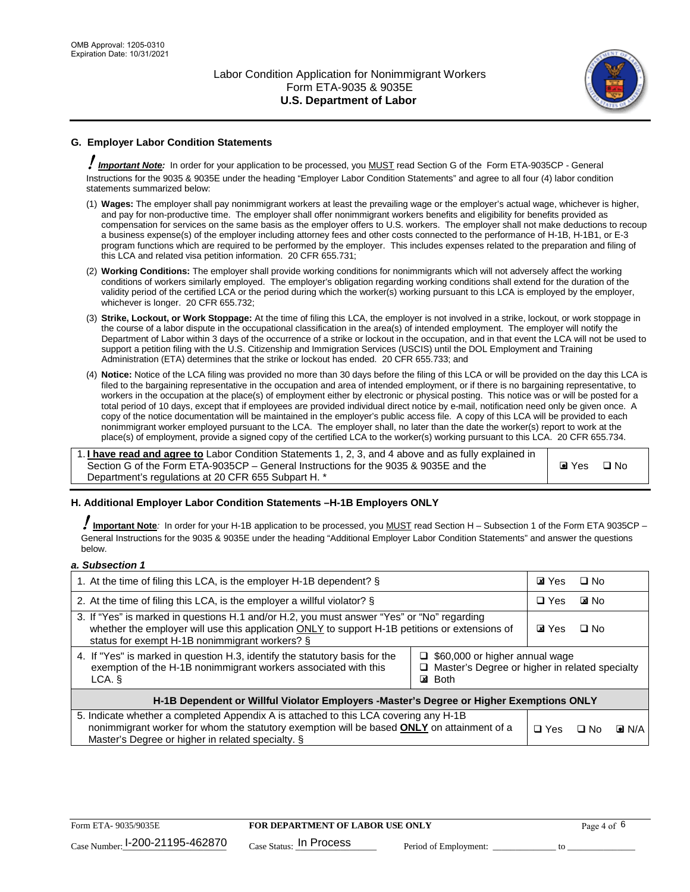## G. Employer Labor Condition Statements

! ***Important Note:*** In order for your application to be processed, you MUST read Section G of the Form ETA-9035CP - General Instructions for the 9035 & 9035E under the heading "Employer Labor Condition Statements" and agree to all four (4) labor condition statements summarized below:

(1) **Wages:** The employer shall pay nonimmigrant workers at least the prevailing wage or the employer's actual wage, whichever is higher, and pay for non-productive time. The employer shall offer nonimmigrant workers benefits and eligibility for benefits provided as compensation for services on the same basis as the employer offers to U.S. workers. The employer shall not make deductions to recoup a business expense(s) of the employer including attorney fees and other costs connected to the performance of H-1B, H-1B1, or E-3 program functions which are required to be performed by the employer. This includes expenses related to the preparation and filing of this LCA and related visa petition information. 20 CFR 655.731;

(2) **Working Conditions:** The employer shall provide working conditions for nonimmigrants which will not adversely affect the working conditions of workers similarly employed. The employer's obligation regarding working conditions shall extend for the duration of the validity period of the certified LCA or the period during which the worker(s) working pursuant to this LCA is employed by the employer, whichever is longer. 20 CFR 655.732;

(3) **Strike, Lockout, or Work Stoppage:** At the time of filing this LCA, the employer is not involved in a strike, lockout, or work stoppage in the course of a labor dispute in the occupational classification in the area(s) of intended employment. The employer will notify the Department of Labor within 3 days of the occurrence of a strike or lockout in the occupation, and in that event the LCA will not be used to support a petition filing with the U.S. Citizenship and Immigration Services (USCIS) until the DOL Employment and Training Administration (ETA) determines that the strike or lockout has ended. 20 CFR 655.733; and

(4) **Notice:** Notice of the LCA filing was provided no more than 30 days before the filing of this LCA or will be provided on the day this LCA is filed to the bargaining representative in the occupation and area of intended employment, or if there is no bargaining representative, to workers in the occupation at the place(s) of employment either by electronic or physical posting. This notice was or will be posted for a total period of 10 days, except that if employees are provided individual direct notice by e-mail, notification need only be given once. A copy of the notice documentation will be maintained in the employer's public access file. A copy of this LCA will be provided to each nonimmigrant worker employed pursuant to the LCA. The employer shall, no later than the date the worker(s) report to work at the place(s) of employment, provide a signed copy of the certified LCA to the worker(s) working pursuant to this LCA. 20 CFR 655.734.

| 1. **I have read and agree to** Labor Condition Statements 1, 2, 3, and 4 above and as fully explained in Section G of the Form ETA-9035CP – General Instructions for the 9035 & 9035E and the Department's regulations at 20 CFR 655 Subpart H. * | ☑ Yes ☐ No |
|---|---|

## H. Additional Employer Labor Condition Statements –H-1B Employers ONLY

! **Important Note**: In order for your H-1B application to be processed, you MUST read Section H – Subsection 1 of the Form ETA 9035CP – General Instructions for the 9035 & 9035E under the heading "Additional Employer Labor Condition Statements" and answer the questions below.

*a. Subsection 1*

| Question | | Answer |
|---|---|---|
| 1. At the time of filing this LCA, is the employer H-1B dependent? § | | ☑ Yes ☐ No |
| 2. At the time of filing this LCA, is the employer a willful violator? § | | ☐ Yes ☑ No |
| 3. If "Yes" is marked in questions H.1 and/or H.2, you must answer "Yes" or "No" regarding whether the employer will use this application ONLY to support H-1B petitions or extensions of status for exempt H-1B nonimmigrant workers? § | | ☑ Yes ☐ No |
| 4. If "Yes" is marked in question H.3, identify the statutory basis for the exemption of the H-1B nonimmigrant workers associated with this LCA. § | ☐ $60,000 or higher annual wage<br>☐ Master's Degree or higher in related specialty<br>☑ Both | |
| **H-1B Dependent or Willful Violator Employers -Master's Degree or Higher Exemptions ONLY** | | |
| 5. Indicate whether a completed Appendix A is attached to this LCA covering any H-1B nonimmigrant worker for whom the statutory exemption will be based **ONLY** on attainment of a Master's Degree or higher in related specialty. § | | ☐ Yes ☐ No ☑ N/A |

Form ETA- 9035/9035E **FOR DEPARTMENT OF LABOR USE ONLY**
Case Number: I-200-21195-462870 Case Status: In Process Period of Employment: _____________ to _____________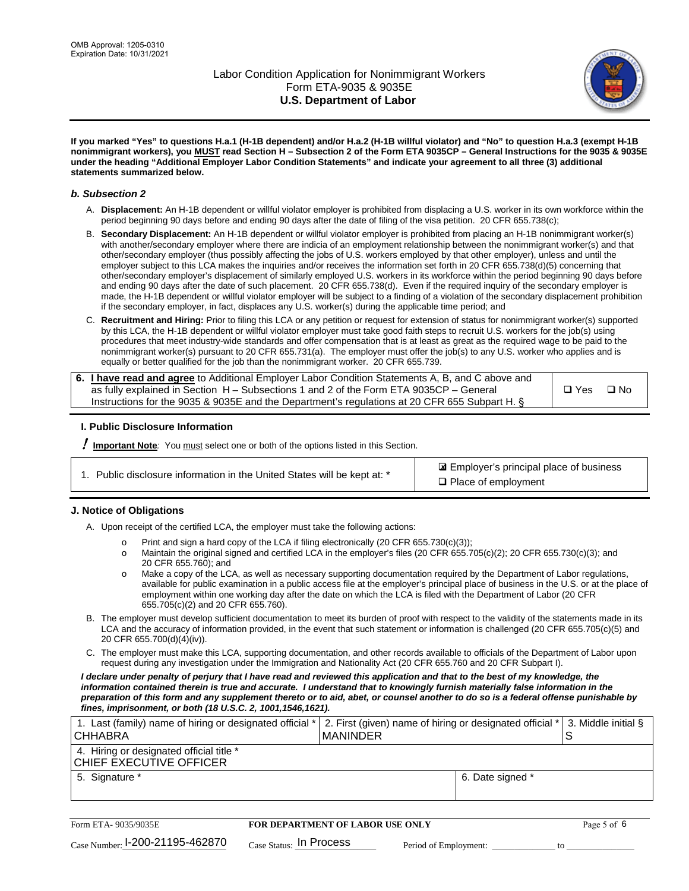**If you marked "Yes" to questions H.a.1 (H-1B dependent) and/or H.a.2 (H-1B willful violator) and "No" to question H.a.3 (exempt H-1B nonimmigrant workers), you MUST read Section H – Subsection 2 of the Form ETA 9035CP – General Instructions for the 9035 & 9035E under the heading "Additional Employer Labor Condition Statements" and indicate your agreement to all three (3) additional statements summarized below.**

### *b. Subsection 2*

A. **Displacement:** An H-1B dependent or willful violator employer is prohibited from displacing a U.S. worker in its own workforce within the period beginning 90 days before and ending 90 days after the date of filing of the visa petition. 20 CFR 655.738(c);

B. **Secondary Displacement:** An H-1B dependent or willful violator employer is prohibited from placing an H-1B nonimmigrant worker(s) with another/secondary employer where there are indicia of an employment relationship between the nonimmigrant worker(s) and that other/secondary employer (thus possibly affecting the jobs of U.S. workers employed by that other employer), unless and until the employer subject to this LCA makes the inquiries and/or receives the information set forth in 20 CFR 655.738(d)(5) concerning that other/secondary employer's displacement of similarly employed U.S. workers in its workforce within the period beginning 90 days before and ending 90 days after the date of such placement. 20 CFR 655.738(d). Even if the required inquiry of the secondary employer is made, the H-1B dependent or willful violator employer will be subject to a finding of a violation of the secondary displacement prohibition if the secondary employer, in fact, displaces any U.S. worker(s) during the applicable time period; and

C. **Recruitment and Hiring:** Prior to filing this LCA or any petition or request for extension of status for nonimmigrant worker(s) supported by this LCA, the H-1B dependent or willful violator employer must take good faith steps to recruit U.S. workers for the job(s) using procedures that meet industry-wide standards and offer compensation that is at least as great as the required wage to be paid to the nonimmigrant worker(s) pursuant to 20 CFR 655.731(a). The employer must offer the job(s) to any U.S. worker who applies and is equally or better qualified for the job than the nonimmigrant worker. 20 CFR 655.739.

| 6. **I have read and agree** to Additional Employer Labor Condition Statements A, B, and C above and as fully explained in Section H – Subsections 1 and 2 of the Form ETA 9035CP – General Instructions for the 9035 & 9035E and the Department's regulations at 20 CFR 655 Subpart H. § | ❑ Yes ❑ No |
|---|---|

### I. Public Disclosure Information

**! Important Note**: You must select one or both of the options listed in this Section.

| 1. Public disclosure information in the United States will be kept at: * | ☒ Employer's principal place of business<br>❑ Place of employment |
|---|---|

### J. Notice of Obligations

A. Upon receipt of the certified LCA, the employer must take the following actions:

- o Print and sign a hard copy of the LCA if filing electronically (20 CFR 655.730(c)(3));
- o Maintain the original signed and certified LCA in the employer's files (20 CFR 655.705(c)(2); 20 CFR 655.730(c)(3); and 20 CFR 655.760); and
- o Make a copy of the LCA, as well as necessary supporting documentation required by the Department of Labor regulations, available for public examination in a public access file at the employer's principal place of business in the U.S. or at the place of employment within one working day after the date on which the LCA is filed with the Department of Labor (20 CFR 655.705(c)(2) and 20 CFR 655.760).

B. The employer must develop sufficient documentation to meet its burden of proof with respect to the validity of the statements made in its LCA and the accuracy of information provided, in the event that such statement or information is challenged (20 CFR 655.705(c)(5) and 20 CFR 655.700(d)(4)(iv)).

C. The employer must make this LCA, supporting documentation, and other records available to officials of the Department of Labor upon request during any investigation under the Immigration and Nationality Act (20 CFR 655.760 and 20 CFR Subpart I).

***I declare under penalty of perjury that I have read and reviewed this application and that to the best of my knowledge, the information contained therein is true and accurate. I understand that to knowingly furnish materially false information in the preparation of this form and any supplement thereto or to aid, abet, or counsel another to do so is a federal offense punishable by fines, imprisonment, or both (18 U.S.C. 2, 1001,1546,1621).***

| 1. Last (family) name of hiring or designated official * CHHABRA | 2. First (given) name of hiring or designated official * MANINDER | 3. Middle initial § S |
|---|---|---|
| 4. Hiring or designated official title * CHIEF EXECUTIVE OFFICER | | |
| 5. Signature * | 6. Date signed * | |

| Form ETA- 9035/9035E | FOR DEPARTMENT OF LABOR USE ONLY | |
|---|---|---|
| Case Number: I-200-21195-462870 | Case Status: In Process | Period of Employment: _____________ to _____________ |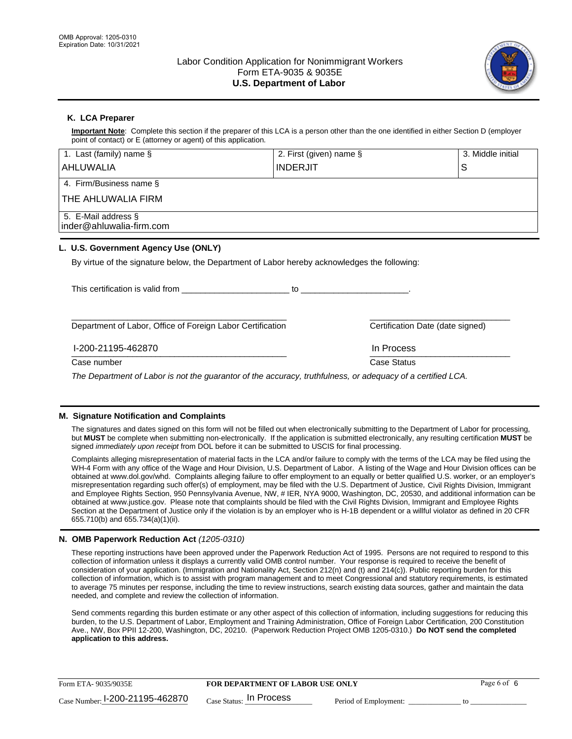OMB Approval: 1205-0310
Expiration Date: 10/31/2021

# Labor Condition Application for Nonimmigrant Workers
## Form ETA-9035 & 9035E
## U.S. Department of Labor

### K. LCA Preparer

**Important Note**: Complete this section if the preparer of this LCA is a person other than the one identified in either Section D (employer point of contact) or E (attorney or agent) of this application.

| 1. Last (family) name § | 2. First (given) name § | 3. Middle initial |
|---|---|---|
| AHLUWALIA | INDERJIT | S |
| 4. Firm/Business name § | | |
| THE AHLUWALIA FIRM | | |
| 5. E-Mail address § | | |
| inder@ahluwalia-firm.com | | |

### L. U.S. Government Agency Use (ONLY)

By virtue of the signature below, the Department of Labor hereby acknowledges the following:

This certification is valid from _______________________ to _______________________.

_______________________________________________ &nbsp;&nbsp;&nbsp; _______________________________
Department of Labor, Office of Foreign Labor Certification &nbsp;&nbsp;&nbsp; Certification Date (date signed)

I-200-21195-462870 &nbsp;&nbsp;&nbsp; In Process
Case number &nbsp;&nbsp;&nbsp; Case Status

*The Department of Labor is not the guarantor of the accuracy, truthfulness, or adequacy of a certified LCA.*

### M. Signature Notification and Complaints

The signatures and dates signed on this form will not be filled out when electronically submitting to the Department of Labor for processing, but **MUST** be complete when submitting non-electronically. If the application is submitted electronically, any resulting certification **MUST** be signed *immediately upon receipt* from DOL before it can be submitted to USCIS for final processing.

Complaints alleging misrepresentation of material facts in the LCA and/or failure to comply with the terms of the LCA may be filed using the WH-4 Form with any office of the Wage and Hour Division, U.S. Department of Labor. A listing of the Wage and Hour Division offices can be obtained at www.dol.gov/whd. Complaints alleging failure to offer employment to an equally or better qualified U.S. worker, or an employer's misrepresentation regarding such offer(s) of employment, may be filed with the U.S. Department of Justice, Civil Rights Division, Immigrant and Employee Rights Section, 950 Pennsylvania Avenue, NW, # IER, NYA 9000, Washington, DC, 20530, and additional information can be obtained at www.justice.gov. Please note that complaints should be filed with the Civil Rights Division, Immigrant and Employee Rights Section at the Department of Justice only if the violation is by an employer who is H-1B dependent or a willful violator as defined in 20 CFR 655.710(b) and 655.734(a)(1)(ii).

### N. OMB Paperwork Reduction Act *(1205-0310)*

These reporting instructions have been approved under the Paperwork Reduction Act of 1995. Persons are not required to respond to this collection of information unless it displays a currently valid OMB control number. Your response is required to receive the benefit of consideration of your application. (Immigration and Nationality Act, Section 212(n) and (t) and 214(c)). Public reporting burden for this collection of information, which is to assist with program management and to meet Congressional and statutory requirements, is estimated to average 75 minutes per response, including the time to review instructions, search existing data sources, gather and maintain the data needed, and complete and review the collection of information.

Send comments regarding this burden estimate or any other aspect of this collection of information, including suggestions for reducing this burden, to the U.S. Department of Labor, Employment and Training Administration, Office of Foreign Labor Certification, 200 Constitution Ave., NW, Box PPII 12-200, Washington, DC, 20210. (Paperwork Reduction Project OMB 1205-0310.) **Do NOT send the completed application to this address.**

Form ETA- 9035/9035E &nbsp;&nbsp;&nbsp; **FOR DEPARTMENT OF LABOR USE ONLY**
Case Number: I-200-21195-462870 &nbsp;&nbsp;&nbsp; Case Status: In Process &nbsp;&nbsp;&nbsp; Period of Employment: _____________ to _____________